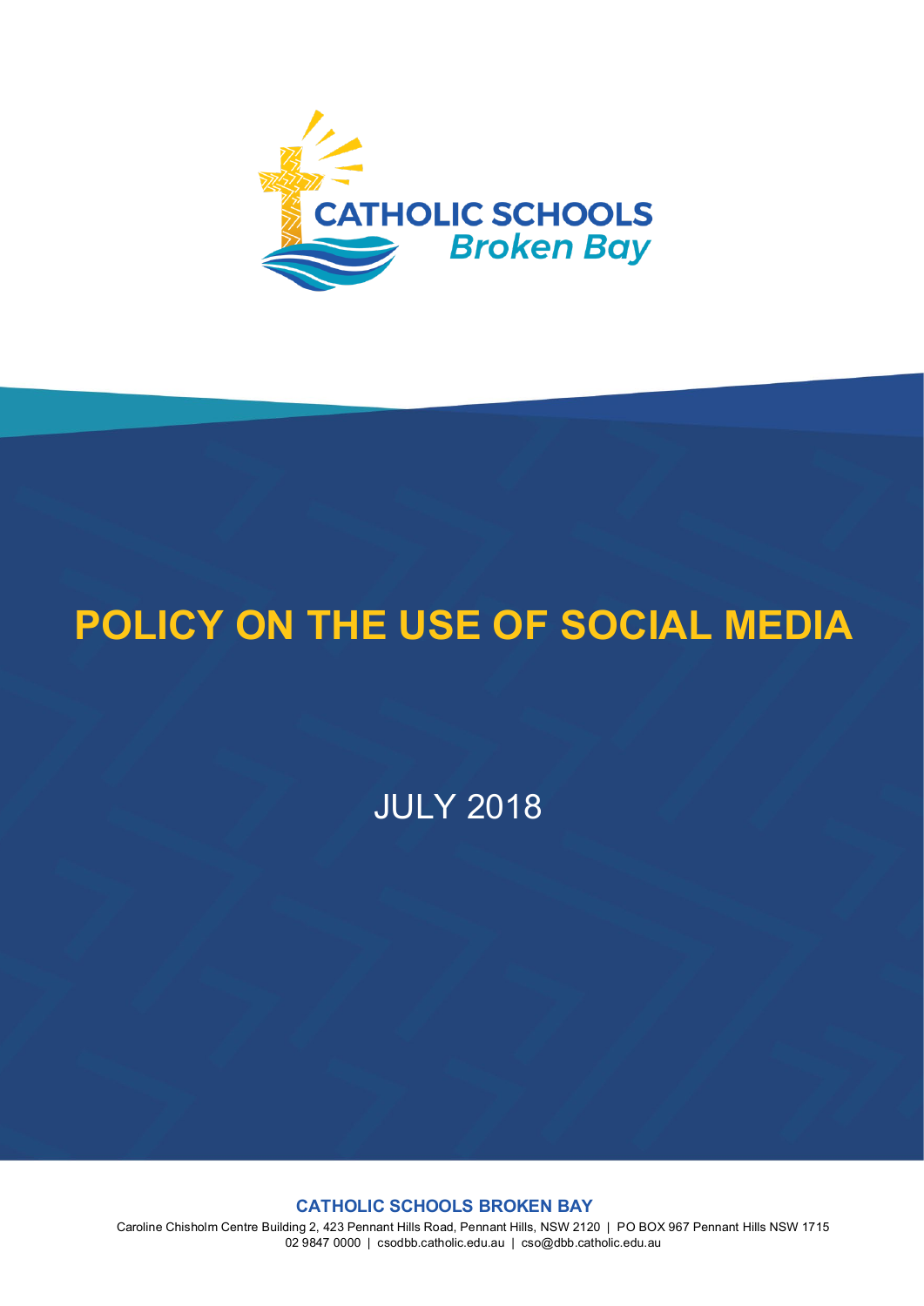CATHOLIC SCHOOLS
*Broken Bay*

# POLICY ON THE USE OF SOCIAL MEDIA

JULY 2018

**CATHOLIC SCHOOLS BROKEN BAY**

Caroline Chisholm Centre Building 2, 423 Pennant Hills Road, Pennant Hills, NSW 2120 | PO BOX 967 Pennant Hills NSW 1715
02 9847 0000 | csodbb.catholic.edu.au | cso@dbb.catholic.edu.au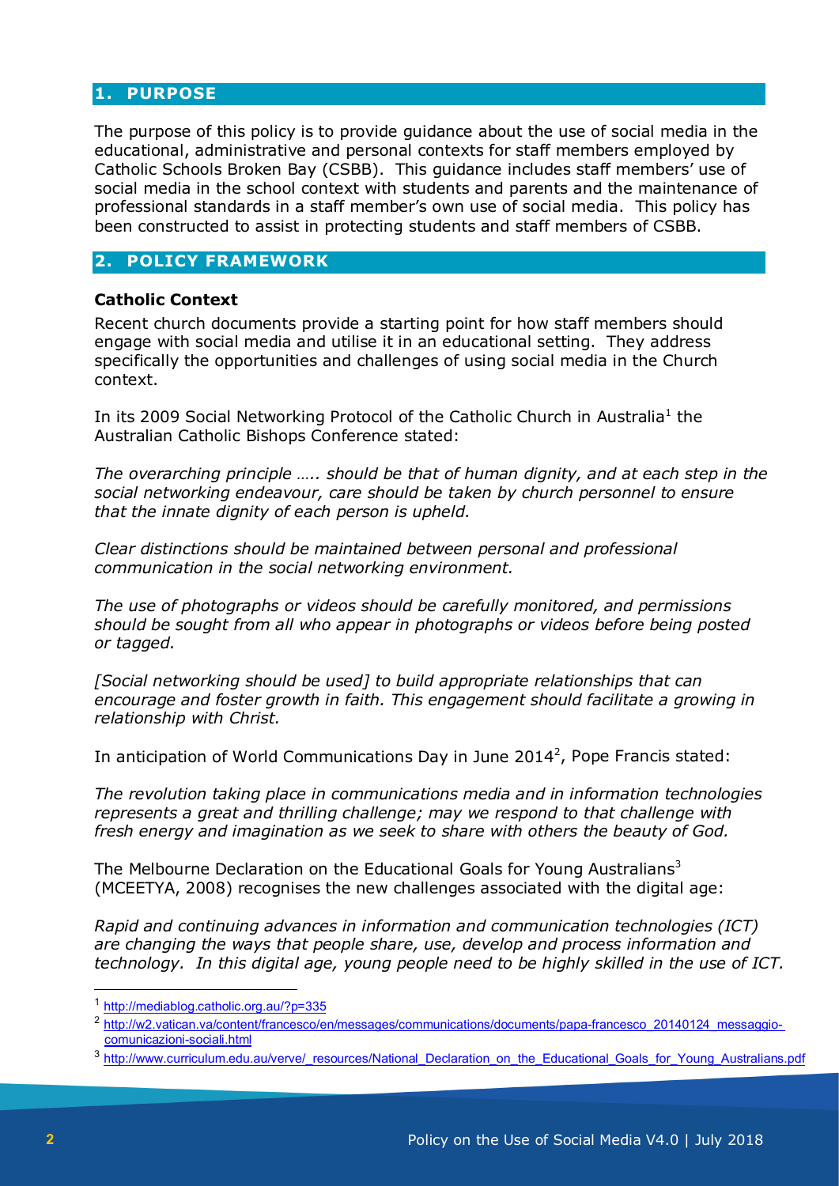## 1. PURPOSE

The purpose of this policy is to provide guidance about the use of social media in the educational, administrative and personal contexts for staff members employed by Catholic Schools Broken Bay (CSBB). This guidance includes staff members' use of social media in the school context with students and parents and the maintenance of professional standards in a staff member's own use of social media. This policy has been constructed to assist in protecting students and staff members of CSBB.

## 2. POLICY FRAMEWORK

### Catholic Context

Recent church documents provide a starting point for how staff members should engage with social media and utilise it in an educational setting. They address specifically the opportunities and challenges of using social media in the Church context.

In its 2009 Social Networking Protocol of the Catholic Church in Australia[1] the Australian Catholic Bishops Conference stated:

*The overarching principle ….. should be that of human dignity, and at each step in the social networking endeavour, care should be taken by church personnel to ensure that the innate dignity of each person is upheld.*

*Clear distinctions should be maintained between personal and professional communication in the social networking environment.*

*The use of photographs or videos should be carefully monitored, and permissions should be sought from all who appear in photographs or videos before being posted or tagged.*

*[Social networking should be used] to build appropriate relationships that can encourage and foster growth in faith. This engagement should facilitate a growing in relationship with Christ.*

In anticipation of World Communications Day in June 2014[2], Pope Francis stated:

*The revolution taking place in communications media and in information technologies represents a great and thrilling challenge; may we respond to that challenge with fresh energy and imagination as we seek to share with others the beauty of God.*

The Melbourne Declaration on the Educational Goals for Young Australians[3] (MCEETYA, 2008) recognises the new challenges associated with the digital age:

*Rapid and continuing advances in information and communication technologies (ICT) are changing the ways that people share, use, develop and process information and technology. In this digital age, young people need to be highly skilled in the use of ICT.*

---

[1] http://mediablog.catholic.org.au/?p=335

[2] http://w2.vatican.va/content/francesco/en/messages/communications/documents/papa-francesco_20140124_messaggio-comunicazioni-sociali.html

[3] http://www.curriculum.edu.au/verve/_resources/National_Declaration_on_the_Educational_Goals_for_Young_Australians.pdf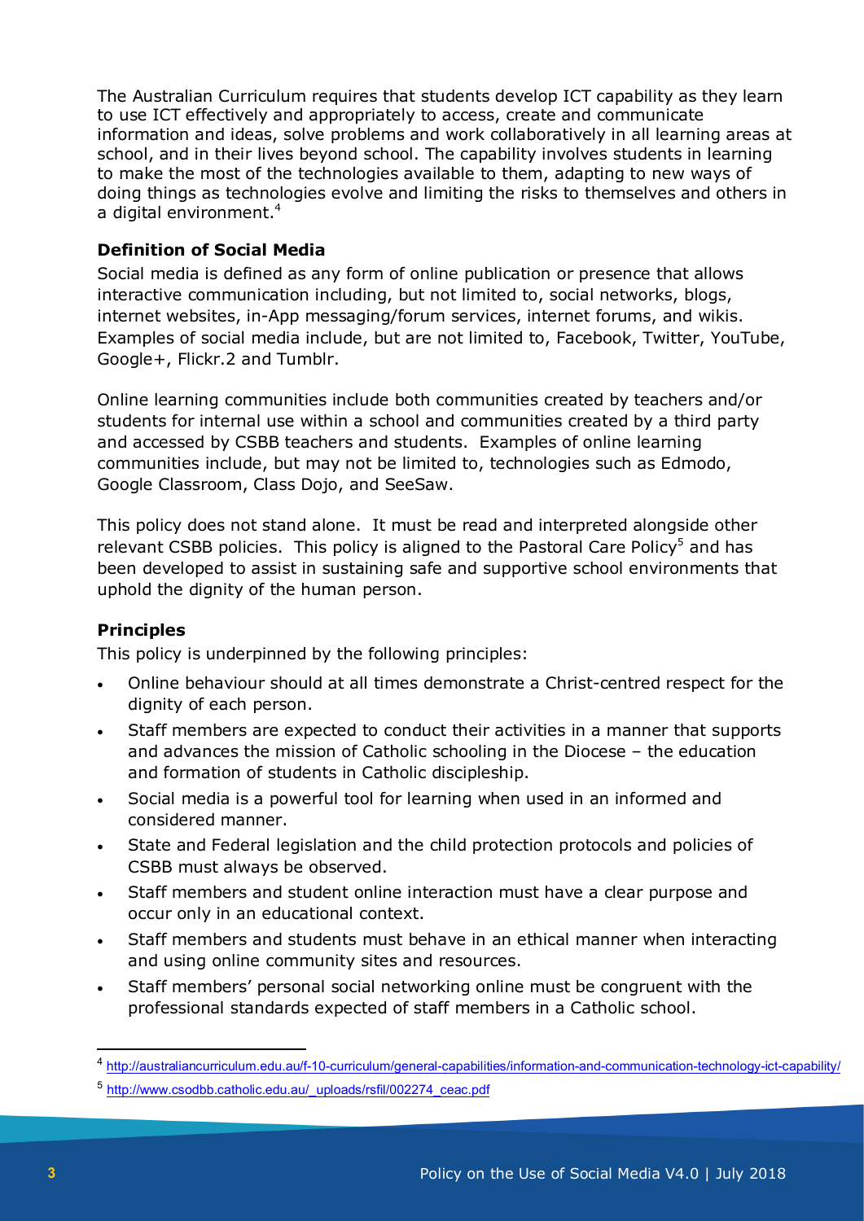The Australian Curriculum requires that students develop ICT capability as they learn to use ICT effectively and appropriately to access, create and communicate information and ideas, solve problems and work collaboratively in all learning areas at school, and in their lives beyond school. The capability involves students in learning to make the most of the technologies available to them, adapting to new ways of doing things as technologies evolve and limiting the risks to themselves and others in a digital environment.[4]

### Definition of Social Media

Social media is defined as any form of online publication or presence that allows interactive communication including, but not limited to, social networks, blogs, internet websites, in-App messaging/forum services, internet forums, and wikis. Examples of social media include, but are not limited to, Facebook, Twitter, YouTube, Google+, Flickr.2 and Tumblr.

Online learning communities include both communities created by teachers and/or students for internal use within a school and communities created by a third party and accessed by CSBB teachers and students. Examples of online learning communities include, but may not be limited to, technologies such as Edmodo, Google Classroom, Class Dojo, and SeeSaw.

This policy does not stand alone. It must be read and interpreted alongside other relevant CSBB policies. This policy is aligned to the Pastoral Care Policy[5] and has been developed to assist in sustaining safe and supportive school environments that uphold the dignity of the human person.

### Principles

This policy is underpinned by the following principles:

- Online behaviour should at all times demonstrate a Christ-centred respect for the dignity of each person.
- Staff members are expected to conduct their activities in a manner that supports and advances the mission of Catholic schooling in the Diocese – the education and formation of students in Catholic discipleship.
- Social media is a powerful tool for learning when used in an informed and considered manner.
- State and Federal legislation and the child protection protocols and policies of CSBB must always be observed.
- Staff members and student online interaction must have a clear purpose and occur only in an educational context.
- Staff members and students must behave in an ethical manner when interacting and using online community sites and resources.
- Staff members' personal social networking online must be congruent with the professional standards expected of staff members in a Catholic school.

---

[4] http://australiancurriculum.edu.au/f-10-curriculum/general-capabilities/information-and-communication-technology-ict-capability/

[5] http://www.csodbb.catholic.edu.au/_uploads/rsfil/002274_ceac.pdf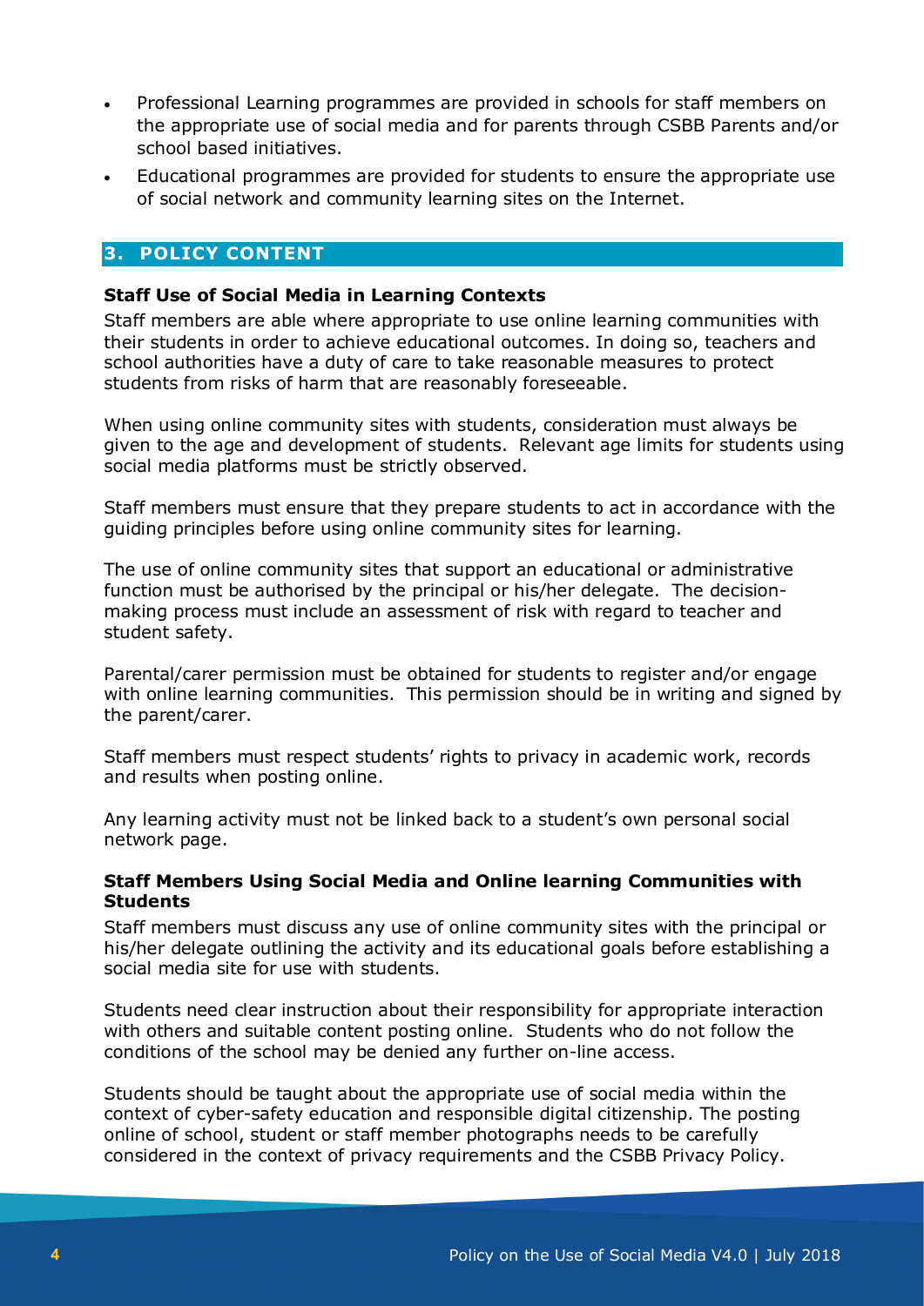- Professional Learning programmes are provided in schools for staff members on the appropriate use of social media and for parents through CSBB Parents and/or school based initiatives.
- Educational programmes are provided for students to ensure the appropriate use of social network and community learning sites on the Internet.

## 3. POLICY CONTENT

**Staff Use of Social Media in Learning Contexts**

Staff members are able where appropriate to use online learning communities with their students in order to achieve educational outcomes. In doing so, teachers and school authorities have a duty of care to take reasonable measures to protect students from risks of harm that are reasonably foreseeable.

When using online community sites with students, consideration must always be given to the age and development of students. Relevant age limits for students using social media platforms must be strictly observed.

Staff members must ensure that they prepare students to act in accordance with the guiding principles before using online community sites for learning.

The use of online community sites that support an educational or administrative function must be authorised by the principal or his/her delegate. The decision-making process must include an assessment of risk with regard to teacher and student safety.

Parental/carer permission must be obtained for students to register and/or engage with online learning communities. This permission should be in writing and signed by the parent/carer.

Staff members must respect students' rights to privacy in academic work, records and results when posting online.

Any learning activity must not be linked back to a student's own personal social network page.

**Staff Members Using Social Media and Online learning Communities with Students**

Staff members must discuss any use of online community sites with the principal or his/her delegate outlining the activity and its educational goals before establishing a social media site for use with students.

Students need clear instruction about their responsibility for appropriate interaction with others and suitable content posting online. Students who do not follow the conditions of the school may be denied any further on-line access.

Students should be taught about the appropriate use of social media within the context of cyber-safety education and responsible digital citizenship. The posting online of school, student or staff member photographs needs to be carefully considered in the context of privacy requirements and the CSBB Privacy Policy.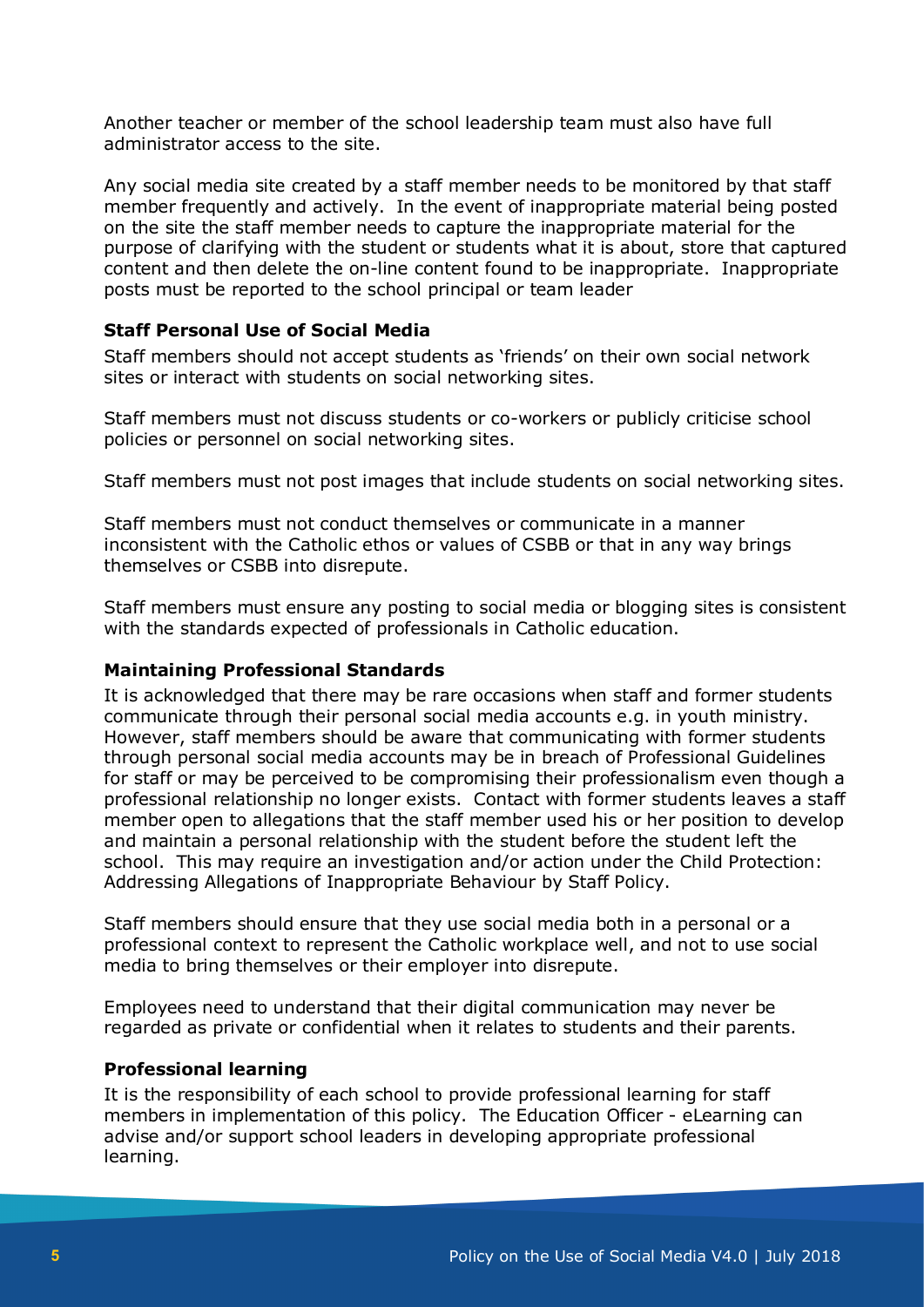Another teacher or member of the school leadership team must also have full administrator access to the site.

Any social media site created by a staff member needs to be monitored by that staff member frequently and actively. In the event of inappropriate material being posted on the site the staff member needs to capture the inappropriate material for the purpose of clarifying with the student or students what it is about, store that captured content and then delete the on-line content found to be inappropriate. Inappropriate posts must be reported to the school principal or team leader

### Staff Personal Use of Social Media

Staff members should not accept students as 'friends' on their own social network sites or interact with students on social networking sites.

Staff members must not discuss students or co-workers or publicly criticise school policies or personnel on social networking sites.

Staff members must not post images that include students on social networking sites.

Staff members must not conduct themselves or communicate in a manner inconsistent with the Catholic ethos or values of CSBB or that in any way brings themselves or CSBB into disrepute.

Staff members must ensure any posting to social media or blogging sites is consistent with the standards expected of professionals in Catholic education.

### Maintaining Professional Standards

It is acknowledged that there may be rare occasions when staff and former students communicate through their personal social media accounts e.g. in youth ministry. However, staff members should be aware that communicating with former students through personal social media accounts may be in breach of Professional Guidelines for staff or may be perceived to be compromising their professionalism even though a professional relationship no longer exists. Contact with former students leaves a staff member open to allegations that the staff member used his or her position to develop and maintain a personal relationship with the student before the student left the school. This may require an investigation and/or action under the Child Protection: Addressing Allegations of Inappropriate Behaviour by Staff Policy.

Staff members should ensure that they use social media both in a personal or a professional context to represent the Catholic workplace well, and not to use social media to bring themselves or their employer into disrepute.

Employees need to understand that their digital communication may never be regarded as private or confidential when it relates to students and their parents.

### Professional learning

It is the responsibility of each school to provide professional learning for staff members in implementation of this policy. The Education Officer - eLearning can advise and/or support school leaders in developing appropriate professional learning.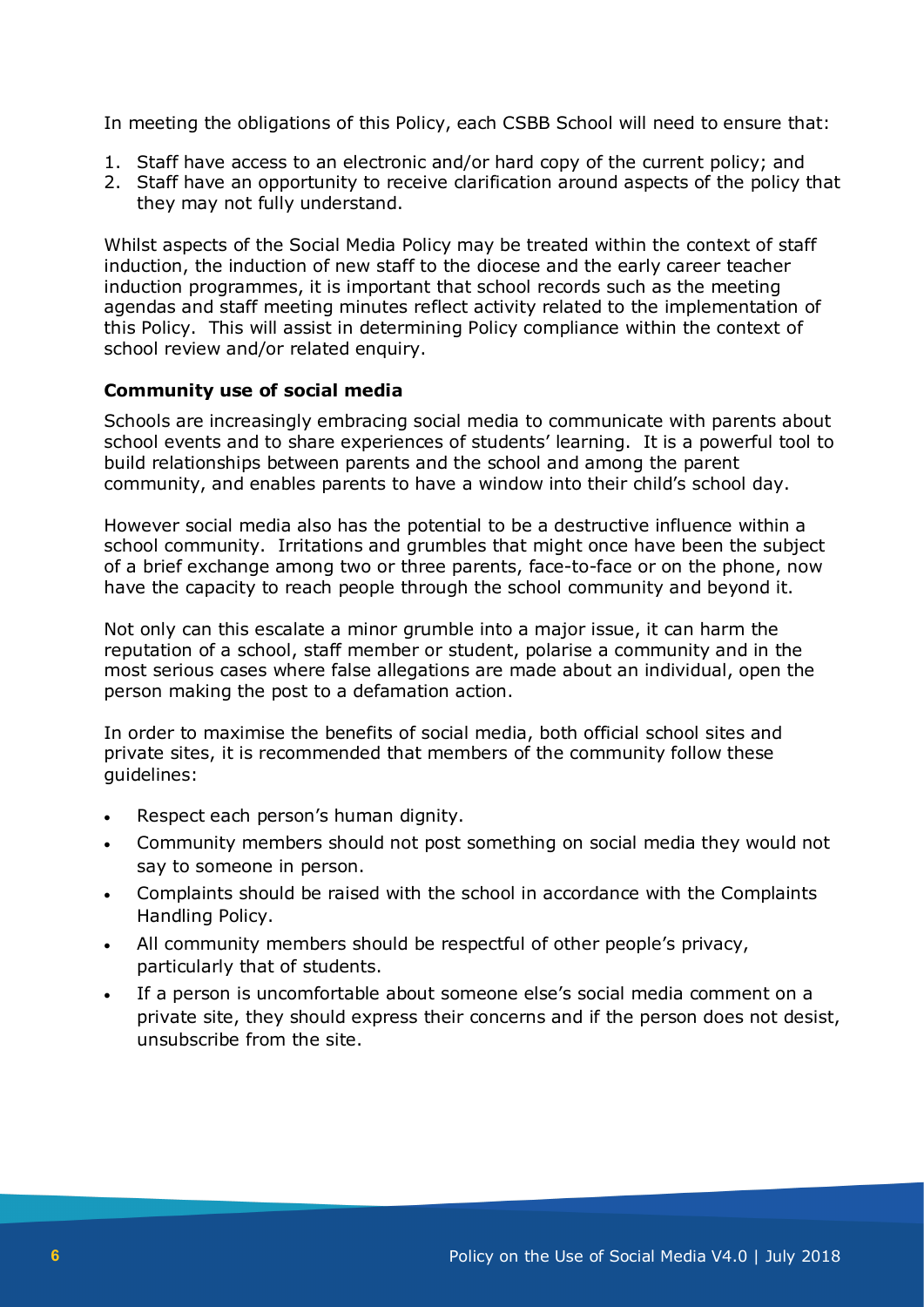In meeting the obligations of this Policy, each CSBB School will need to ensure that:

1. Staff have access to an electronic and/or hard copy of the current policy; and
2. Staff have an opportunity to receive clarification around aspects of the policy that they may not fully understand.

Whilst aspects of the Social Media Policy may be treated within the context of staff induction, the induction of new staff to the diocese and the early career teacher induction programmes, it is important that school records such as the meeting agendas and staff meeting minutes reflect activity related to the implementation of this Policy. This will assist in determining Policy compliance within the context of school review and/or related enquiry.

**Community use of social media**

Schools are increasingly embracing social media to communicate with parents about school events and to share experiences of students' learning. It is a powerful tool to build relationships between parents and the school and among the parent community, and enables parents to have a window into their child's school day.

However social media also has the potential to be a destructive influence within a school community. Irritations and grumbles that might once have been the subject of a brief exchange among two or three parents, face-to-face or on the phone, now have the capacity to reach people through the school community and beyond it.

Not only can this escalate a minor grumble into a major issue, it can harm the reputation of a school, staff member or student, polarise a community and in the most serious cases where false allegations are made about an individual, open the person making the post to a defamation action.

In order to maximise the benefits of social media, both official school sites and private sites, it is recommended that members of the community follow these guidelines:

- Respect each person's human dignity.
- Community members should not post something on social media they would not say to someone in person.
- Complaints should be raised with the school in accordance with the Complaints Handling Policy.
- All community members should be respectful of other people's privacy, particularly that of students.
- If a person is uncomfortable about someone else's social media comment on a private site, they should express their concerns and if the person does not desist, unsubscribe from the site.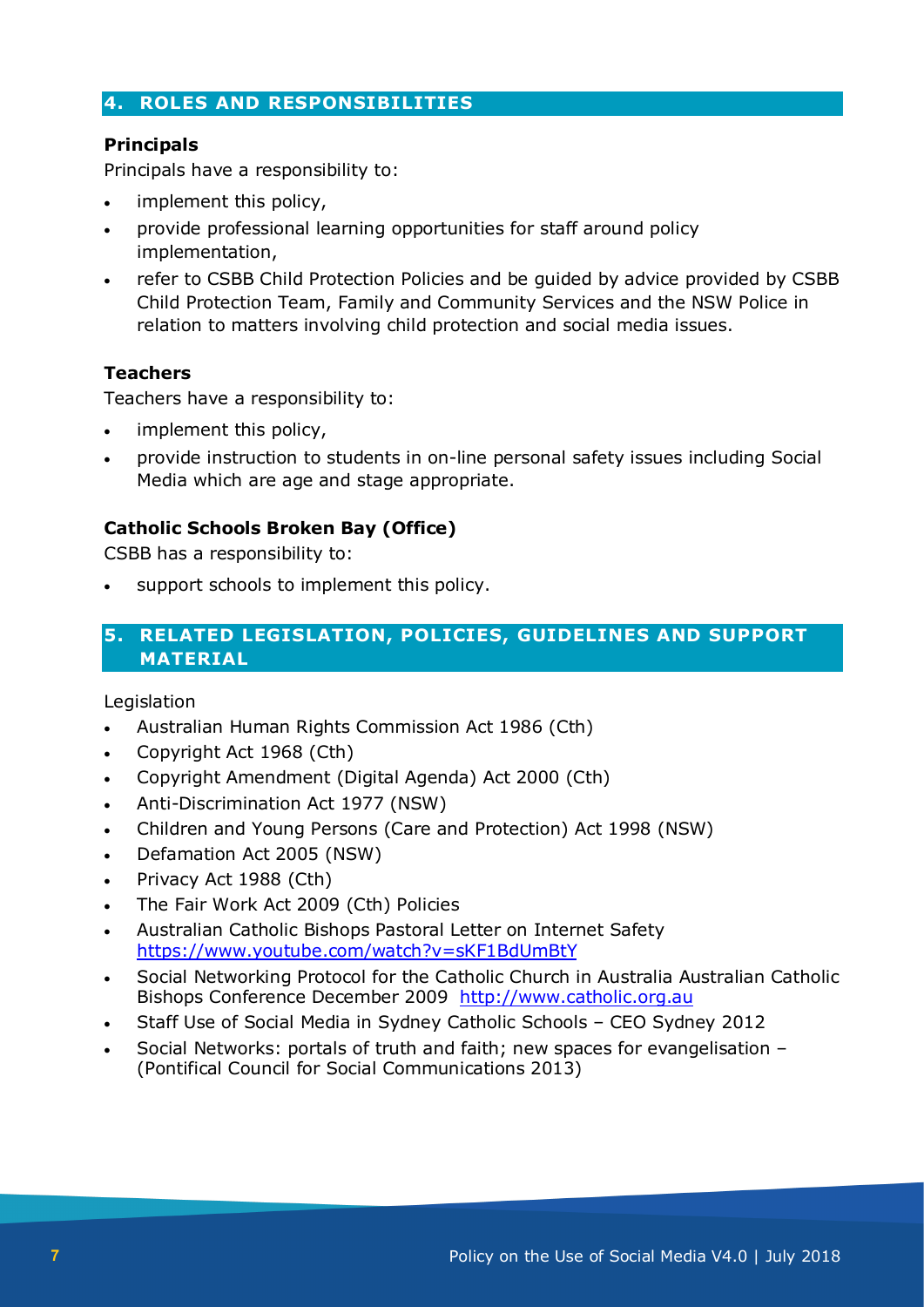## 4. ROLES AND RESPONSIBILITIES

**Principals**

Principals have a responsibility to:

- implement this policy,
- provide professional learning opportunities for staff around policy implementation,
- refer to CSBB Child Protection Policies and be guided by advice provided by CSBB Child Protection Team, Family and Community Services and the NSW Police in relation to matters involving child protection and social media issues.

**Teachers**

Teachers have a responsibility to:

- implement this policy,
- provide instruction to students in on-line personal safety issues including Social Media which are age and stage appropriate.

**Catholic Schools Broken Bay (Office)**

CSBB has a responsibility to:

- support schools to implement this policy.

## 5. RELATED LEGISLATION, POLICIES, GUIDELINES AND SUPPORT MATERIAL

Legislation

- Australian Human Rights Commission Act 1986 (Cth)
- Copyright Act 1968 (Cth)
- Copyright Amendment (Digital Agenda) Act 2000 (Cth)
- Anti-Discrimination Act 1977 (NSW)
- Children and Young Persons (Care and Protection) Act 1998 (NSW)
- Defamation Act 2005 (NSW)
- Privacy Act 1988 (Cth)
- The Fair Work Act 2009 (Cth) Policies
- Australian Catholic Bishops Pastoral Letter on Internet Safety https://www.youtube.com/watch?v=sKF1BdUmBtY
- Social Networking Protocol for the Catholic Church in Australia Australian Catholic Bishops Conference December 2009 http://www.catholic.org.au
- Staff Use of Social Media in Sydney Catholic Schools – CEO Sydney 2012
- Social Networks: portals of truth and faith; new spaces for evangelisation – (Pontifical Council for Social Communications 2013)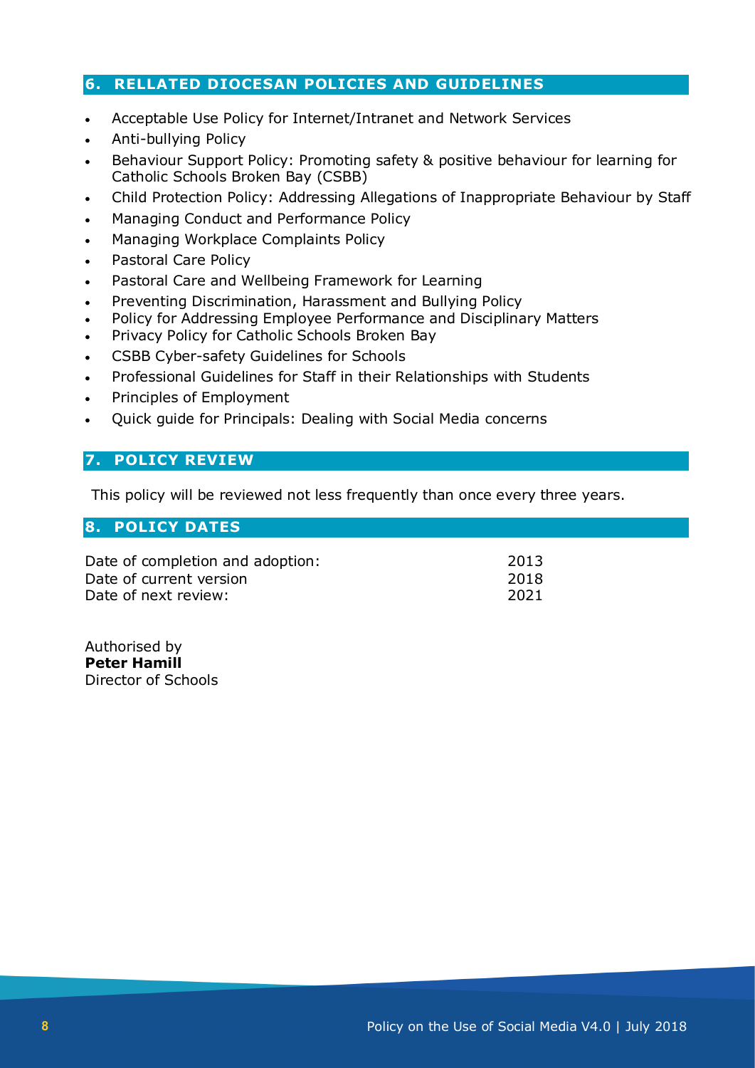## 6. RELLATED DIOCESAN POLICIES AND GUIDELINES

- Acceptable Use Policy for Internet/Intranet and Network Services
- Anti-bullying Policy
- Behaviour Support Policy: Promoting safety & positive behaviour for learning for Catholic Schools Broken Bay (CSBB)
- Child Protection Policy: Addressing Allegations of Inappropriate Behaviour by Staff
- Managing Conduct and Performance Policy
- Managing Workplace Complaints Policy
- Pastoral Care Policy
- Pastoral Care and Wellbeing Framework for Learning
- Preventing Discrimination, Harassment and Bullying Policy
- Policy for Addressing Employee Performance and Disciplinary Matters
- Privacy Policy for Catholic Schools Broken Bay
- CSBB Cyber-safety Guidelines for Schools
- Professional Guidelines for Staff in their Relationships with Students
- Principles of Employment
- Quick guide for Principals: Dealing with Social Media concerns

## 7. POLICY REVIEW

This policy will be reviewed not less frequently than once every three years.

## 8. POLICY DATES

| | |
|---|---|
| Date of completion and adoption: | 2013 |
| Date of current version | 2018 |
| Date of next review: | 2021 |

Authorised by
**Peter Hamill**
Director of Schools